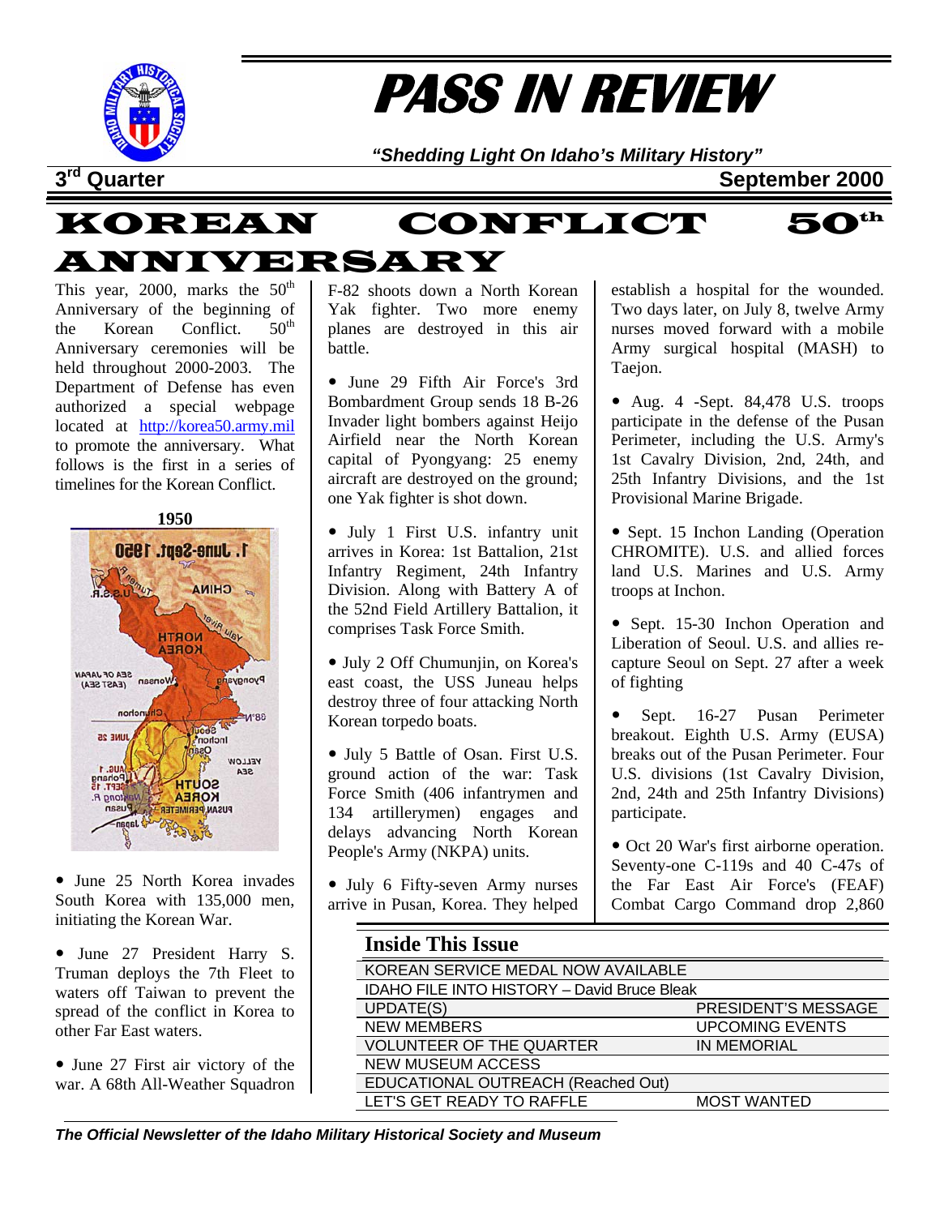# PASS IN REVIEW

*"Shedding Light On Idaho's Military History"*

**3rd Quarter** **September 2000**

# KOREAN CONFLICT 50th ANNIVERSARY

This year, 2000, marks the 50th Anniversary of the beginning of the Korean Conflict. 50th Anniversary ceremonies will be held throughout 2000-2003. The Department of Defense has even authorized a special webpage located at http://korea50.army.mil to promote the anniversary. What follows is the first in a series of timelines for the Korean Conflict.

**1950**

- June 25 North Korea invades South Korea with 135,000 men, initiating the Korean War.
- June 27 President Harry S. Truman deploys the 7th Fleet to waters off Taiwan to prevent the spread of the conflict in Korea to other Far East waters.
- June 27 First air victory of the war. A 68th All-Weather Squadron F-82 shoots down a North Korean Yak fighter. Two more enemy planes are destroyed in this air battle.
- June 29 Fifth Air Force's 3rd Bombardment Group sends 18 B-26 Invader light bombers against Heijo Airfield near the North Korean capital of Pyongyang: 25 enemy aircraft are destroyed on the ground; one Yak fighter is shot down.
- July 1 First U.S. infantry unit arrives in Korea: 1st Battalion, 21st Infantry Regiment, 24th Infantry Division. Along with Battery A of the 52nd Field Artillery Battalion, it comprises Task Force Smith.
- July 2 Off Chumunjin, on Korea's east coast, the USS Juneau helps destroy three of four attacking North Korean torpedo boats.
- July 5 Battle of Osan. First U.S. ground action of the war: Task Force Smith (406 infantrymen and 134 artillerymen) engages and delays advancing North Korean People's Army (NKPA) units.
- July 6 Fifty-seven Army nurses arrive in Pusan, Korea. They helped establish a hospital for the wounded. Two days later, on July 8, twelve Army nurses moved forward with a mobile Army surgical hospital (MASH) to Taejon.
- Aug. 4 -Sept. 84,478 U.S. troops participate in the defense of the Pusan Perimeter, including the U.S. Army's 1st Cavalry Division, 2nd, 24th, and 25th Infantry Divisions, and the 1st Provisional Marine Brigade.
- Sept. 15 Inchon Landing (Operation CHROMITE). U.S. and allied forces land U.S. Marines and U.S. Army troops at Inchon.
- Sept. 15-30 Inchon Operation and Liberation of Seoul. U.S. and allies re-capture Seoul on Sept. 27 after a week of fighting
- Sept. 16-27 Pusan Perimeter breakout. Eighth U.S. Army (EUSA) breaks out of the Pusan Perimeter. Four U.S. divisions (1st Cavalry Division, 2nd, 24th and 25th Infantry Divisions) participate.
- Oct 20 War's first airborne operation. Seventy-one C-119s and 40 C-47s of the Far East Air Force's (FEAF) Combat Cargo Command drop 2,860

## Inside This Issue

| | |
|---|---|
| KOREAN SERVICE MEDAL NOW AVAILABLE | |
| IDAHO FILE INTO HISTORY – David Bruce Bleak | |
| UPDATE(S) | PRESIDENT'S MESSAGE |
| NEW MEMBERS | UPCOMING EVENTS |
| VOLUNTEER OF THE QUARTER | IN MEMORIAL |
| NEW MUSEUM ACCESS | |
| EDUCATIONAL OUTREACH (Reached Out) | |
| LET'S GET READY TO RAFFLE | MOST WANTED |

*The Official Newsletter of the Idaho Military Historical Society and Museum*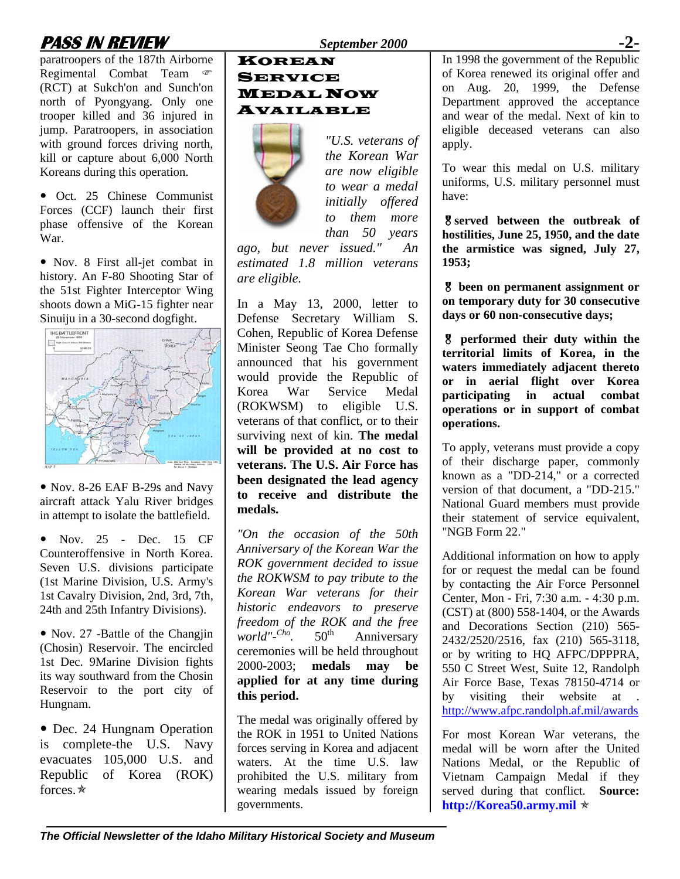paratroopers of the 187th Airborne Regimental Combat Team (RCT) at Sukch'on and Sunch'on north of Pyongyang. Only one trooper killed and 36 injured in jump. Paratroopers, in association with ground forces driving north, kill or capture about 6,000 North Koreans during this operation.

- Oct. 25 Chinese Communist Forces (CCF) launch their first phase offensive of the Korean War.

- Nov. 8 First all-jet combat in history. An F-80 Shooting Star of the 51st Fighter Interceptor Wing shoots down a MiG-15 fighter near Sinuiju in a 30-second dogfight.

- Nov. 8-26 EAF B-29s and Navy aircraft attack Yalu River bridges in attempt to isolate the battlefield.

- Nov. 25 - Dec. 15 CF Counteroffensive in North Korea. Seven U.S. divisions participate (1st Marine Division, U.S. Army's 1st Cavalry Division, 2nd, 3rd, 7th, 24th and 25th Infantry Divisions).

- Nov. 27 -Battle of the Changjin (Chosin) Reservoir. The encircled 1st Dec. 9Marine Division fights its way southward from the Chosin Reservoir to the port city of Hungnam.

- Dec. 24 Hungnam Operation is complete-the U.S. Navy evacuates 105,000 U.S. and Republic of Korea (ROK) forces.

## KOREAN SERVICE MEDAL NOW AVAILABLE

*"U.S. veterans of the Korean War are now eligible to wear a medal initially offered to them more than 50 years ago, but never issued." An estimated 1.8 million veterans are eligible.*

In a May 13, 2000, letter to Defense Secretary William S. Cohen, Republic of Korea Defense Minister Seong Tae Cho formally announced that his government would provide the Republic of Korea War Service Medal (ROKWSM) to eligible U.S. veterans of that conflict, or to their surviving next of kin. **The medal will be provided at no cost to veterans. The U.S. Air Force has been designated the lead agency to receive and distribute the medals.**

*"On the occasion of the 50th Anniversary of the Korean War the ROK government decided to issue the ROKWSM to pay tribute to the Korean War veterans for their historic endeavors to preserve freedom of the ROK and the free world"-Cho*. 50th Anniversary ceremonies will be held throughout 2000-2003; **medals may be applied for at any time during this period.**

The medal was originally offered by the ROK in 1951 to United Nations forces serving in Korea and adjacent waters. At the time U.S. law prohibited the U.S. military from wearing medals issued by foreign governments.

In 1998 the government of the Republic of Korea renewed its original offer and on Aug. 20, 1999, the Defense Department approved the acceptance and wear of the medal. Next of kin to eligible deceased veterans can also apply.

To wear this medal on U.S. military uniforms, U.S. military personnel must have:

- **served between the outbreak of hostilities, June 25, 1950, and the date the armistice was signed, July 27, 1953;**

- **been on permanent assignment or on temporary duty for 30 consecutive days or 60 non-consecutive days;**

- **performed their duty within the territorial limits of Korea, in the waters immediately adjacent thereto or in aerial flight over Korea participating in actual combat operations or in support of combat operations.**

To apply, veterans must provide a copy of their discharge paper, commonly known as a "DD-214," or a corrected version of that document, a "DD-215." National Guard members must provide their statement of service equivalent, "NGB Form 22."

Additional information on how to apply for or request the medal can be found by contacting the Air Force Personnel Center, Mon - Fri, 7:30 a.m. - 4:30 p.m. (CST) at (800) 558-1404, or the Awards and Decorations Section (210) 565-2432/2520/2516, fax (210) 565-3118, or by writing to HQ AFPC/DPPPRA, 550 C Street West, Suite 12, Randolph Air Force Base, Texas 78150-4714 or by visiting their website at . http://www.afpc.randolph.af.mil/awards

For most Korean War veterans, the medal will be worn after the United Nations Medal, or the Republic of Vietnam Campaign Medal if they served during that conflict. **Source: http://Korea50.army.mil**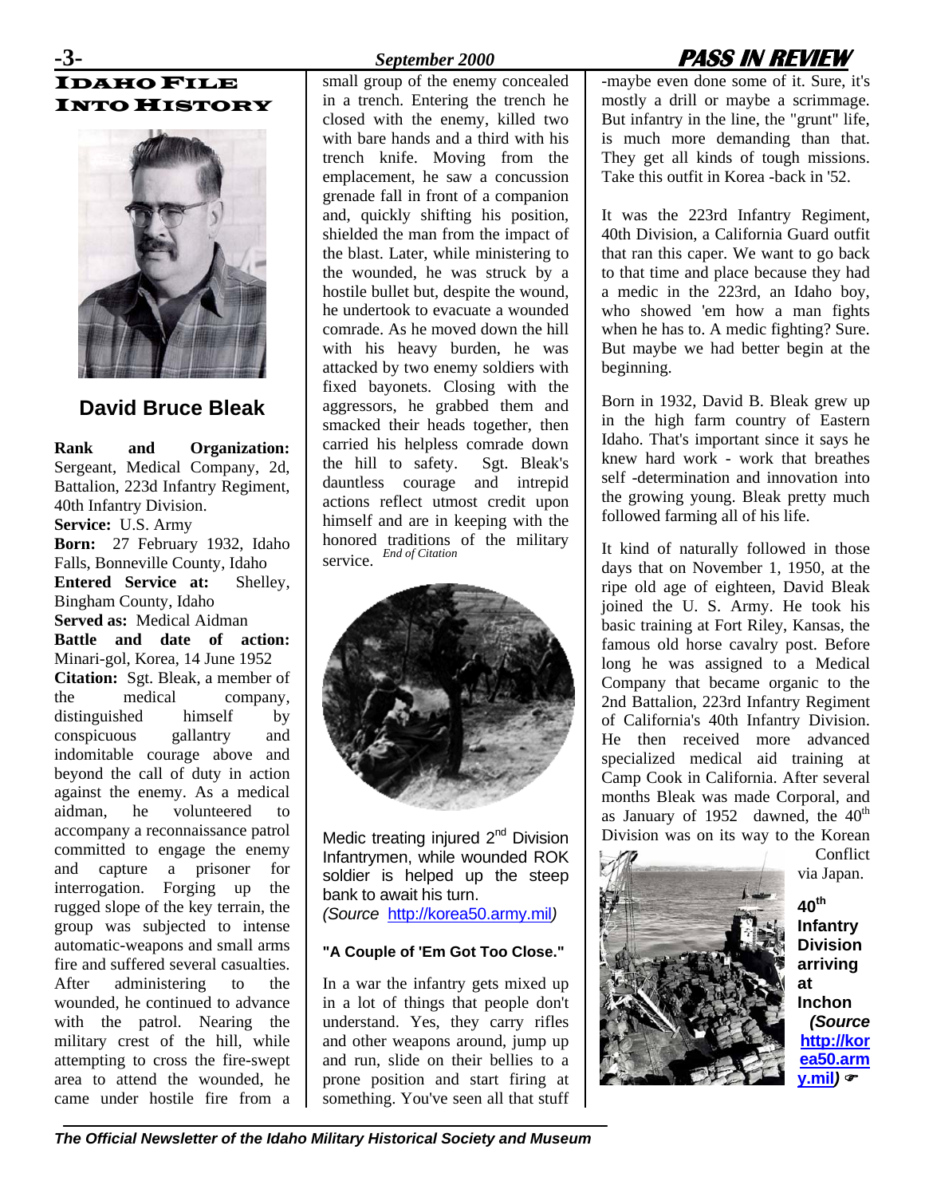# IDAHO FILE INTO HISTORY

## David Bruce Bleak

**Rank and Organization:** Sergeant, Medical Company, 2d, Battalion, 223d Infantry Regiment, 40th Infantry Division.
**Service:** U.S. Army
**Born:** 27 February 1932, Idaho Falls, Bonneville County, Idaho
**Entered Service at:** Shelley, Bingham County, Idaho
**Served as:** Medical Aidman
**Battle and date of action:** Minari-gol, Korea, 14 June 1952
**Citation:** Sgt. Bleak, a member of the medical company, distinguished himself by conspicuous gallantry and indomitable courage above and beyond the call of duty in action against the enemy. As a medical aidman, he volunteered to accompany a reconnaissance patrol committed to engage the enemy and capture a prisoner for interrogation. Forging up the rugged slope of the key terrain, the group was subjected to intense automatic-weapons and small arms fire and suffered several casualties. After administering to the wounded, he continued to advance with the patrol. Nearing the military crest of the hill, while attempting to cross the fire-swept area to attend the wounded, he came under hostile fire from a small group of the enemy concealed in a trench. Entering the trench he closed with the enemy, killed two with bare hands and a third with his trench knife. Moving from the emplacement, he saw a concussion grenade fall in front of a companion and, quickly shifting his position, shielded the man from the impact of the blast. Later, while ministering to the wounded, he was struck by a hostile bullet but, despite the wound, he undertook to evacuate a wounded comrade. As he moved down the hill with his heavy burden, he was attacked by two enemy soldiers with fixed bayonets. Closing with the aggressors, he grabbed them and smacked their heads together, then carried his helpless comrade down the hill to safety. Sgt. Bleak's dauntless courage and intrepid actions reflect utmost credit upon himself and are in keeping with the honored traditions of the military service. *End of Citation*

Medic treating injured 2nd Division Infantrymen, while wounded ROK soldier is helped up the steep bank to await his turn. *(Source http://korea50.army.mil)*

### "A Couple of 'Em Got Too Close."

In a war the infantry gets mixed up in a lot of things that people don't understand. Yes, they carry rifles and other weapons around, jump up and run, slide on their bellies to a prone position and start firing at something. You've seen all that stuff -maybe even done some of it. Sure, it's mostly a drill or maybe a scrimmage. But infantry in the line, the "grunt" life, is much more demanding than that. They get all kinds of tough missions. Take this outfit in Korea -back in '52.

It was the 223rd Infantry Regiment, 40th Division, a California Guard outfit that ran this caper. We want to go back to that time and place because they had a medic in the 223rd, an Idaho boy, who showed 'em how a man fights when he has to. A medic fighting? Sure. But maybe we had better begin at the beginning.

Born in 1932, David B. Bleak grew up in the high farm country of Eastern Idaho. That's important since it says he knew hard work - work that breathes self -determination and innovation into the growing young. Bleak pretty much followed farming all of his life.

It kind of naturally followed in those days that on November 1, 1950, at the ripe old age of eighteen, David Bleak joined the U. S. Army. He took his basic training at Fort Riley, Kansas, the famous old horse cavalry post. Before long he was assigned to a Medical Company that became organic to the 2nd Battalion, 223rd Infantry Regiment of California's 40th Infantry Division. He then received more advanced specialized medical aid training at Camp Cook in California. After several months Bleak was made Corporal, and as January of 1952 dawned, the 40th Division was on its way to the Korean Conflict via Japan.

**40th Infantry Division arriving at Inchon** ***(Source http://korea50.army.mil)***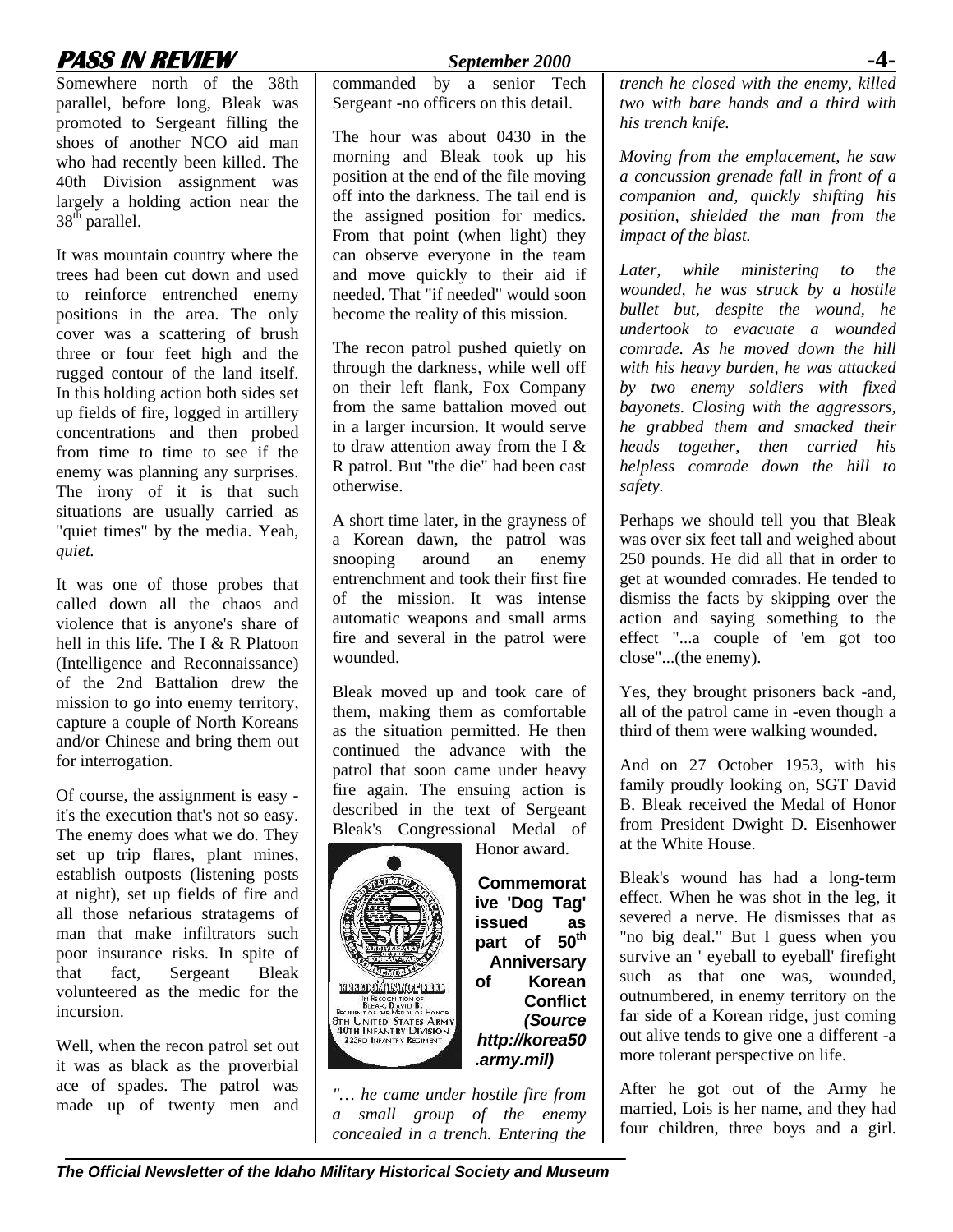Somewhere north of the 38th parallel, before long, Bleak was promoted to Sergeant filling the shoes of another NCO aid man who had recently been killed. The 40th Division assignment was largely a holding action near the 38th parallel.

It was mountain country where the trees had been cut down and used to reinforce entrenched enemy positions in the area. The only cover was a scattering of brush three or four feet high and the rugged contour of the land itself. In this holding action both sides set up fields of fire, logged in artillery concentrations and then probed from time to time to see if the enemy was planning any surprises. The irony of it is that such situations are usually carried as "quiet times" by the media. Yeah, *quiet.*

It was one of those probes that called down all the chaos and violence that is anyone's share of hell in this life. The I & R Platoon (Intelligence and Reconnaissance) of the 2nd Battalion drew the mission to go into enemy territory, capture a couple of North Koreans and/or Chinese and bring them out for interrogation.

Of course, the assignment is easy - it's the execution that's not so easy. The enemy does what we do. They set up trip flares, plant mines, establish outposts (listening posts at night), set up fields of fire and all those nefarious stratagems of man that make infiltrators such poor insurance risks. In spite of that fact, Sergeant Bleak volunteered as the medic for the incursion.

Well, when the recon patrol set out it was as black as the proverbial ace of spades. The patrol was made up of twenty men and commanded by a senior Tech Sergeant -no officers on this detail.

The hour was about 0430 in the morning and Bleak took up his position at the end of the file moving off into the darkness. The tail end is the assigned position for medics. From that point (when light) they can observe everyone in the team and move quickly to their aid if needed. That "if needed" would soon become the reality of this mission.

The recon patrol pushed quietly on through the darkness, while well off on their left flank, Fox Company from the same battalion moved out in a larger incursion. It would serve to draw attention away from the I & R patrol. But "the die" had been cast otherwise.

A short time later, in the grayness of a Korean dawn, the patrol was snooping around an enemy entrenchment and took their first fire of the mission. It was intense automatic weapons and small arms fire and several in the patrol were wounded.

Bleak moved up and took care of them, making them as comfortable as the situation permitted. He then continued the advance with the patrol that soon came under heavy fire again. The ensuing action is described in the text of Sergeant Bleak's Congressional Medal of Honor award.

**Commemorative 'Dog Tag' issued as part of 50th Anniversary of Korean Conflict *(Source http://korea50.army.mil)***

*"… he came under hostile fire from a small group of the enemy concealed in a trench. Entering the trench he closed with the enemy, killed two with bare hands and a third with his trench knife.*

*Moving from the emplacement, he saw a concussion grenade fall in front of a companion and, quickly shifting his position, shielded the man from the impact of the blast.*

*Later, while ministering to the wounded, he was struck by a hostile bullet but, despite the wound, he undertook to evacuate a wounded comrade. As he moved down the hill with his heavy burden, he was attacked by two enemy soldiers with fixed bayonets. Closing with the aggressors, he grabbed them and smacked their heads together, then carried his helpless comrade down the hill to safety.*

Perhaps we should tell you that Bleak was over six feet tall and weighed about 250 pounds. He did all that in order to get at wounded comrades. He tended to dismiss the facts by skipping over the action and saying something to the effect "...a couple of 'em got too close"...(the enemy).

Yes, they brought prisoners back -and, all of the patrol came in -even though a third of them were walking wounded.

And on 27 October 1953, with his family proudly looking on, SGT David B. Bleak received the Medal of Honor from President Dwight D. Eisenhower at the White House.

Bleak's wound has had a long-term effect. When he was shot in the leg, it severed a nerve. He dismisses that as "no big deal." But I guess when you survive an ' eyeball to eyeball' firefight such as that one was, wounded, outnumbered, in enemy territory on the far side of a Korean ridge, just coming out alive tends to give one a different -a more tolerant perspective on life.

After he got out of the Army he married, Lois is her name, and they had four children, three boys and a girl.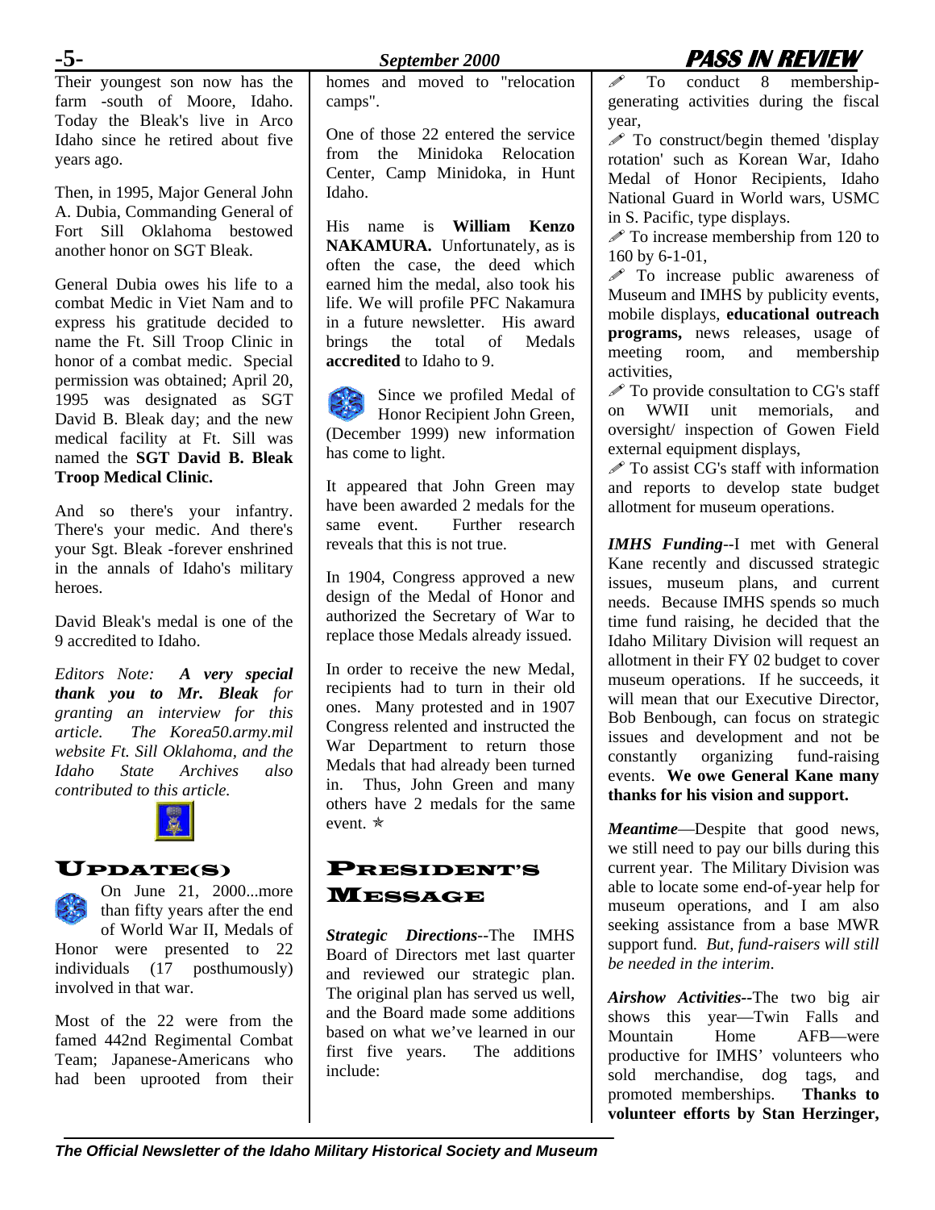Their youngest son now has the farm -south of Moore, Idaho. Today the Bleak's live in Arco Idaho since he retired about five years ago.

Then, in 1995, Major General John A. Dubia, Commanding General of Fort Sill Oklahoma bestowed another honor on SGT Bleak.

General Dubia owes his life to a combat Medic in Viet Nam and to express his gratitude decided to name the Ft. Sill Troop Clinic in honor of a combat medic. Special permission was obtained; April 20, 1995 was designated as SGT David B. Bleak day; and the new medical facility at Ft. Sill was named the **SGT David B. Bleak Troop Medical Clinic.**

And so there's your infantry. There's your medic. And there's your Sgt. Bleak -forever enshrined in the annals of Idaho's military heroes.

David Bleak's medal is one of the 9 accredited to Idaho.

*Editors Note: **A very special thank you to Mr. Bleak** for granting an interview for this article. The Korea50.army.mil website Ft. Sill Oklahoma, and the Idaho State Archives also contributed to this article.*

## UPDATE(S)

On June 21, 2000...more than fifty years after the end of World War II, Medals of Honor were presented to 22 individuals (17 posthumously) involved in that war.

Most of the 22 were from the famed 442nd Regimental Combat Team; Japanese-Americans who had been uprooted from their homes and moved to "relocation camps".

One of those 22 entered the service from the Minidoka Relocation Center, Camp Minidoka, in Hunt Idaho.

His name is **William Kenzo NAKAMURA.** Unfortunately, as is often the case, the deed which earned him the medal, also took his life. We will profile PFC Nakamura in a future newsletter. His award brings the total of Medals **accredited** to Idaho to 9.

Since we profiled Medal of Honor Recipient John Green, (December 1999) new information has come to light.

It appeared that John Green may have been awarded 2 medals for the same event. Further research reveals that this is not true.

In 1904, Congress approved a new design of the Medal of Honor and authorized the Secretary of War to replace those Medals already issued.

In order to receive the new Medal, recipients had to turn in their old ones. Many protested and in 1907 Congress relented and instructed the War Department to return those Medals that had already been turned in. Thus, John Green and many others have 2 medals for the same event. ✯

## PRESIDENT'S MESSAGE

***Strategic Directions***--The IMHS Board of Directors met last quarter and reviewed our strategic plan. The original plan has served us well, and the Board made some additions based on what we've learned in our first five years. The additions include:

- To conduct 8 membership-generating activities during the fiscal year,
- To construct/begin themed 'display rotation' such as Korean War, Idaho Medal of Honor Recipients, Idaho National Guard in World wars, USMC in S. Pacific, type displays.
- To increase membership from 120 to 160 by 6-1-01,
- To increase public awareness of Museum and IMHS by publicity events, mobile displays, **educational outreach programs,** news releases, usage of meeting room, and membership activities,
- To provide consultation to CG's staff on WWII unit memorials, and oversight/ inspection of Gowen Field external equipment displays,
- To assist CG's staff with information and reports to develop state budget allotment for museum operations.

***IMHS Funding***--I met with General Kane recently and discussed strategic issues, museum plans, and current needs. Because IMHS spends so much time fund raising, he decided that the Idaho Military Division will request an allotment in their FY 02 budget to cover museum operations. If he succeeds, it will mean that our Executive Director, Bob Benbough, can focus on strategic issues and development and not be constantly organizing fund-raising events. **We owe General Kane many thanks for his vision and support.**

***Meantime***—Despite that good news, we still need to pay our bills during this current year. The Military Division was able to locate some end-of-year help for museum operations, and I am also seeking assistance from a base MWR support fund. *But, fund-raisers will still be needed in the interim.*

***Airshow Activities***--The two big air shows this year—Twin Falls and Mountain Home AFB—were productive for IMHS' volunteers who sold merchandise, dog tags, and promoted memberships. **Thanks to volunteer efforts by Stan Herzinger,**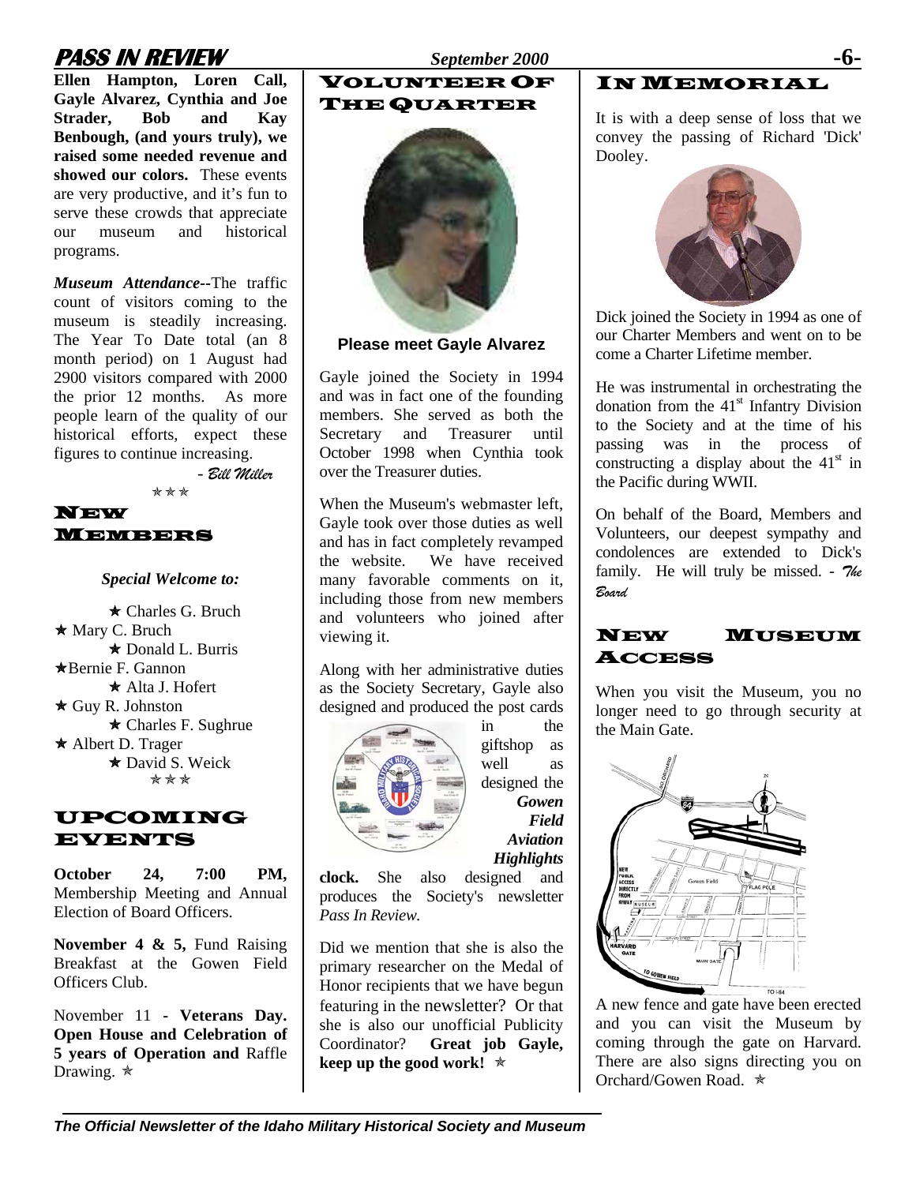**Ellen Hampton, Loren Call, Gayle Alvarez, Cynthia and Joe Strader, Bob and Kay Benbough, (and yours truly), we raised some needed revenue and showed our colors.** These events are very productive, and it's fun to serve these crowds that appreciate our museum and historical programs.

***Museum Attendance*--**The traffic count of visitors coming to the museum is steadily increasing. The Year To Date total (an 8 month period) on 1 August had 2900 visitors compared with 2000 the prior 12 months. As more people learn of the quality of our historical efforts, expect these figures to continue increasing.

*- Bill Miller*

★★★

## New Members

***Special Welcome to:***

★ Charles G. Bruch
★ Mary C. Bruch
★ Donald L. Burris
★ Bernie F. Gannon
★ Alta J. Hofert
★ Guy R. Johnston
★ Charles F. Sughrue
★ Albert D. Trager
★ David S. Weick

★★★

## Upcoming Events

**October 24, 7:00 PM,** Membership Meeting and Annual Election of Board Officers.

**November 4 & 5,** Fund Raising Breakfast at the Gowen Field Officers Club.

November 11 - **Veterans Day. Open House and Celebration of 5 years of Operation and** Raffle Drawing. ★

## Volunteer Of The Quarter

**Please meet Gayle Alvarez**

Gayle joined the Society in 1994 and was in fact one of the founding members. She served as both the Secretary and Treasurer until October 1998 when Cynthia took over the Treasurer duties.

When the Museum's webmaster left, Gayle took over those duties as well and has in fact completely revamped the website. We have received many favorable comments on it, including those from new members and volunteers who joined after viewing it.

Along with her administrative duties as the Society Secretary, Gayle also designed and produced the post cards in the giftshop as well as designed the ***Gowen Field Aviation Highlights* clock.** She also designed and produces the Society's newsletter *Pass In Review.*

Did we mention that she is also the primary researcher on the Medal of Honor recipients that we have begun featuring in the newsletter? Or that she is also our unofficial Publicity Coordinator? **Great job Gayle, keep up the good work!** ★

## In Memorial

It is with a deep sense of loss that we convey the passing of Richard 'Dick' Dooley.

Dick joined the Society in 1994 as one of our Charter Members and went on to be come a Charter Lifetime member.

He was instrumental in orchestrating the donation from the 41st Infantry Division to the Society and at the time of his passing was in the process of constructing a display about the 41st in the Pacific during WWII.

On behalf of the Board, Members and Volunteers, our deepest sympathy and condolences are extended to Dick's family. He will truly be missed. - *The Board*

## New Museum Access

When you visit the Museum, you no longer need to go through security at the Main Gate.

A new fence and gate have been erected and you can visit the Museum by coming through the gate on Harvard. There are also signs directing you on Orchard/Gowen Road. ★

*The Official Newsletter of the Idaho Military Historical Society and Museum*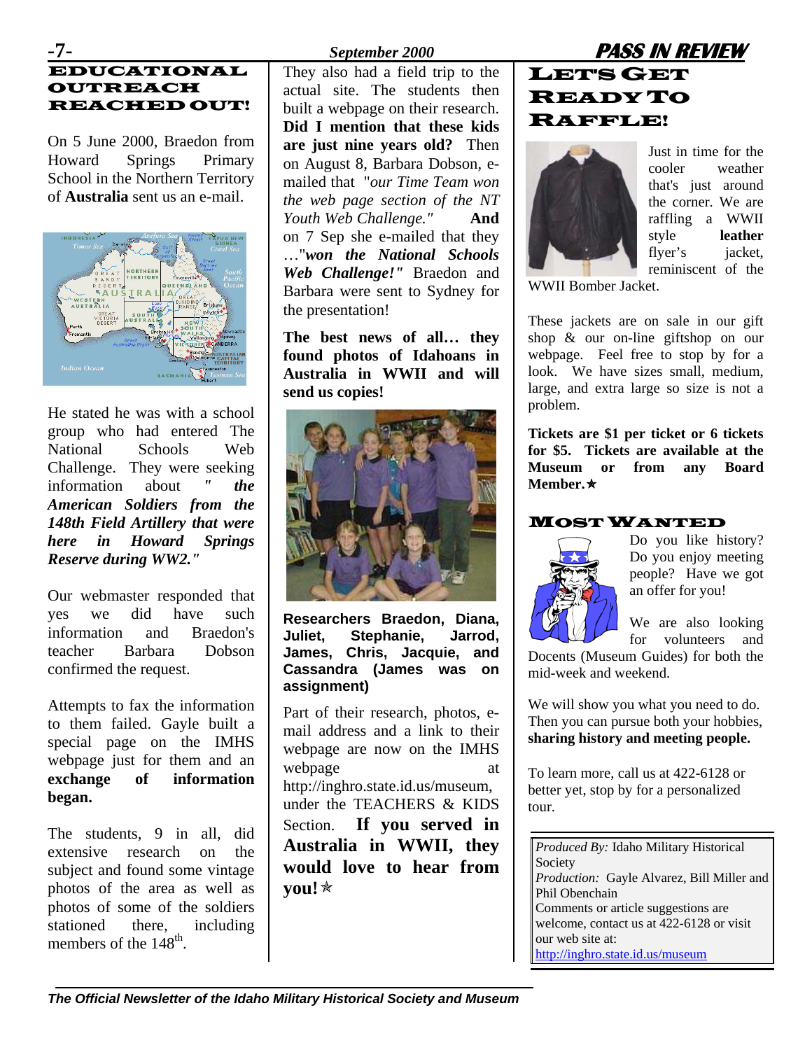## EDUCATIONAL OUTREACH REACHED OUT!

On 5 June 2000, Braedon from Howard Springs Primary School in the Northern Territory of **Australia** sent us an e-mail.

He stated he was with a school group who had entered The National Schools Web Challenge. They were seeking information about ***" the American Soldiers from the 148th Field Artillery that were here in Howard Springs Reserve during WW2."***

Our webmaster responded that yes we did have such information and Braedon's teacher Barbara Dobson confirmed the request.

Attempts to fax the information to them failed. Gayle built a special page on the IMHS webpage just for them and an **exchange of information began.**

The students, 9 in all, did extensive research on the subject and found some vintage photos of the area as well as photos of some of the soldiers stationed there, including members of the 148th.

They also had a field trip to the actual site. The students then built a webpage on their research. **Did I mention that these kids are just nine years old?** Then on August 8, Barbara Dobson, e-mailed that *"our Time Team won the web page section of the NT Youth Web Challenge."* **And** on 7 Sep she e-mailed that they …"***won the National Schools Web Challenge!"*** Braedon and Barbara were sent to Sydney for the presentation!

**The best news of all… they found photos of Idahoans in Australia in WWII and will send us copies!**

**Researchers Braedon, Diana, Juliet, Stephanie, Jarrod, James, Chris, Jacquie, and Cassandra (James was on assignment)**

Part of their research, photos, e-mail address and a link to their webpage are now on the IMHS webpage at http://inghro.state.id.us/museum, under the TEACHERS & KIDS Section. **If you served in Australia in WWII, they would love to hear from you!** ✯

## LET'S GET READY TO RAFFLE!

Just in time for the cooler weather that's just around the corner. We are raffling a WWII style **leather** flyer's jacket, reminiscent of the WWII Bomber Jacket.

These jackets are on sale in our gift shop & our on-line giftshop on our webpage. Feel free to stop by for a look. We have sizes small, medium, large, and extra large so size is not a problem.

**Tickets are $1 per ticket or 6 tickets for $5. Tickets are available at the Museum or from any Board Member.** ✯

## MOST WANTED

Do you like history? Do you enjoy meeting people? Have we got an offer for you!

We are also looking for volunteers and Docents (Museum Guides) for both the mid-week and weekend.

We will show you what you need to do. Then you can pursue both your hobbies, **sharing history and meeting people.**

To learn more, call us at 422-6128 or better yet, stop by for a personalized tour.

*Produced By:* Idaho Military Historical Society
*Production:* Gayle Alvarez, Bill Miller and Phil Obenchain
Comments or article suggestions are welcome, contact us at 422-6128 or visit our web site at:
http://inghro.state.id.us/museum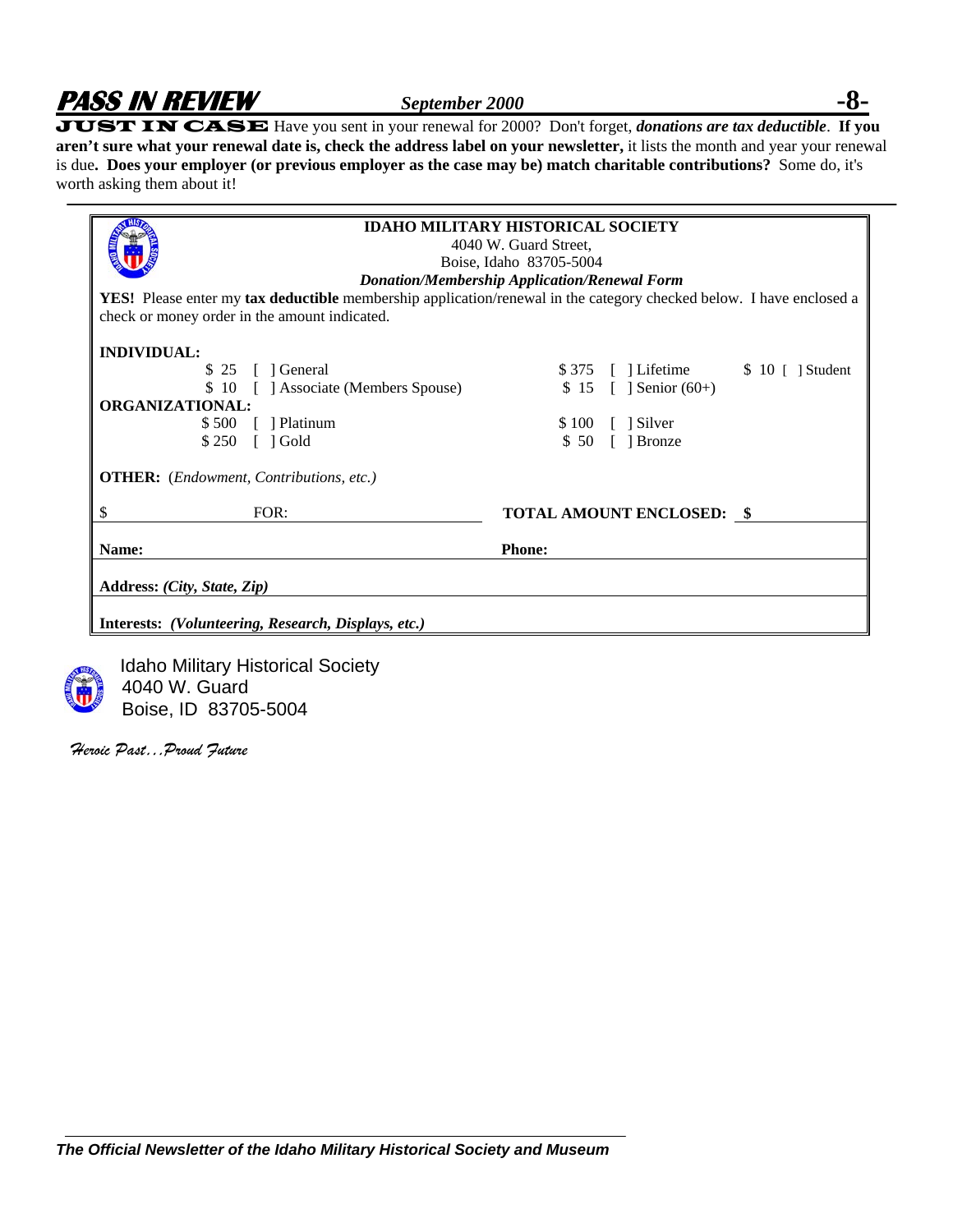**JUST IN CASE** Have you sent in your renewal for 2000? Don't forget, ***donations are tax deductible***. **If you aren't sure what your renewal date is, check the address label on your newsletter,** it lists the month and year your renewal is due**. Does your employer (or previous employer as the case may be) match charitable contributions?** Some do, it's worth asking them about it!

---

**IDAHO MILITARY HISTORICAL SOCIETY**
4040 W. Guard Street,
Boise, Idaho 83705-5004
***Donation/Membership Application/Renewal Form***

**YES!** Please enter my **tax deductible** membership application/renewal in the category checked below. I have enclosed a check or money order in the amount indicated.

**INDIVIDUAL:**

- $ 25 [ ] General
- $ 10 [ ] Associate (Members Spouse)
- $ 375 [ ] Lifetime
- $ 15 [ ] Senior (60+)
- $ 10 [ ] Student

**ORGANIZATIONAL:**

- $ 500 [ ] Platinum
- $ 250 [ ] Gold
- $ 100 [ ] Silver
- $ 50 [ ] Bronze

**OTHER:** (*Endowment, Contributions, etc.)*

$ ______________ FOR: ______________ **TOTAL AMOUNT ENCLOSED: $** ______________

**Name:** ______________ **Phone:** ______________

**Address:** ***(City, State, Zip)*** ______________

**Interests: *(Volunteering, Research, Displays, etc.)*** ______________

Idaho Military Historical Society
4040 W. Guard
Boise, ID 83705-5004

*Heroic Past…Proud Future*